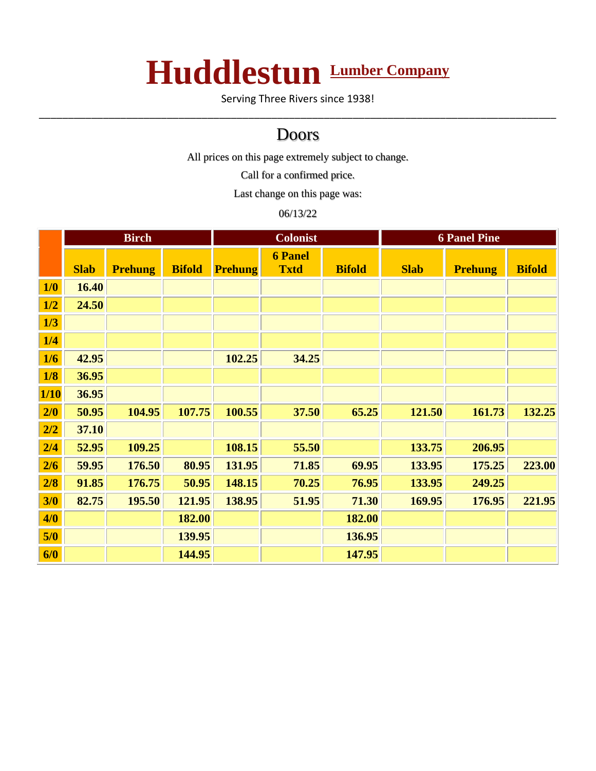# Huddlestun Lumber Company

Serving Three Rivers since 1938!

---

## Doors

All prices on this page extremely subject to change.

Call for a confirmed price.

Last change on this page was:

06/13/22

| | Birch | | | Colonist | | | 6 Panel Pine | | |
|---|---|---|---|---|---|---|---|---|---|
| | Slab | Prehung | Bifold | Prehung | 6 Panel Txtd | Bifold | Slab | Prehung | Bifold |
| 1/0 | 16.40 | | | | | | | | |
| 1/2 | 24.50 | | | | | | | | |
| 1/3 | | | | | | | | | |
| 1/4 | | | | | | | | | |
| 1/6 | 42.95 | | | 102.25 | 34.25 | | | | |
| 1/8 | 36.95 | | | | | | | | |
| 1/10 | 36.95 | | | | | | | | |
| 2/0 | 50.95 | 104.95 | 107.75 | 100.55 | 37.50 | 65.25 | 121.50 | 161.73 | 132.25 |
| 2/2 | 37.10 | | | | | | | | |
| 2/4 | 52.95 | 109.25 | | 108.15 | 55.50 | | 133.75 | 206.95 | |
| 2/6 | 59.95 | 176.50 | 80.95 | 131.95 | 71.85 | 69.95 | 133.95 | 175.25 | 223.00 |
| 2/8 | 91.85 | 176.75 | 50.95 | 148.15 | 70.25 | 76.95 | 133.95 | 249.25 | |
| 3/0 | 82.75 | 195.50 | 121.95 | 138.95 | 51.95 | 71.30 | 169.95 | 176.95 | 221.95 |
| 4/0 | | | 182.00 | | | 182.00 | | | |
| 5/0 | | | 139.95 | | | 136.95 | | | |
| 6/0 | | | 144.95 | | | 147.95 | | | |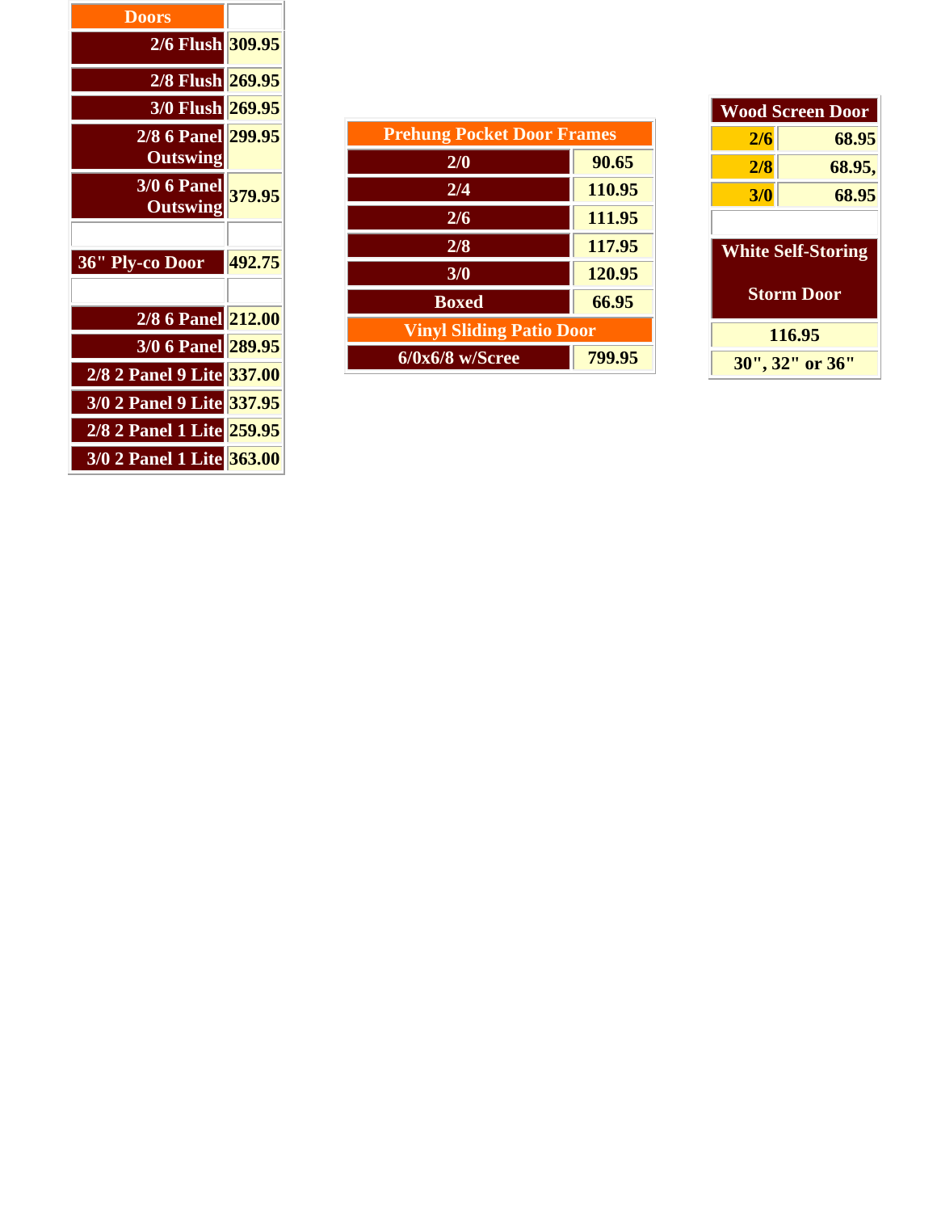| Doors | |
|---|---|
| 2/6 Flush | 309.95 |
| 2/8 Flush | 269.95 |
| 3/0 Flush | 269.95 |
| 2/8 6 Panel Outswing | 299.95 |
| 3/0 6 Panel Outswing | 379.95 |
| | |
| 36" Ply-co Door | 492.75 |
| | |
| 2/8 6 Panel | 212.00 |
| 3/0 6 Panel | 289.95 |
| 2/8 2 Panel 9 Lite | 337.00 |
| 3/0 2 Panel 9 Lite | 337.95 |
| 2/8 2 Panel 1 Lite | 259.95 |
| 3/0 2 Panel 1 Lite | 363.00 |

| Prehung Pocket Door Frames | |
|---|---|
| 2/0 | 90.65 |
| 2/4 | 110.95 |
| 2/6 | 111.95 |
| 2/8 | 117.95 |
| 3/0 | 120.95 |
| Boxed | 66.95 |
| **Vinyl Sliding Patio Door** | |
| 6/0x6/8 w/Scree | 799.95 |

| Wood Screen Door | |
|---|---|
| 2/6 | 68.95 |
| 2/8 | 68.95, |
| 3/0 | 68.95 |
| | |
| **White Self-Storing Storm Door** | |
| 116.95 | |
| 30", 32" or 36" | |